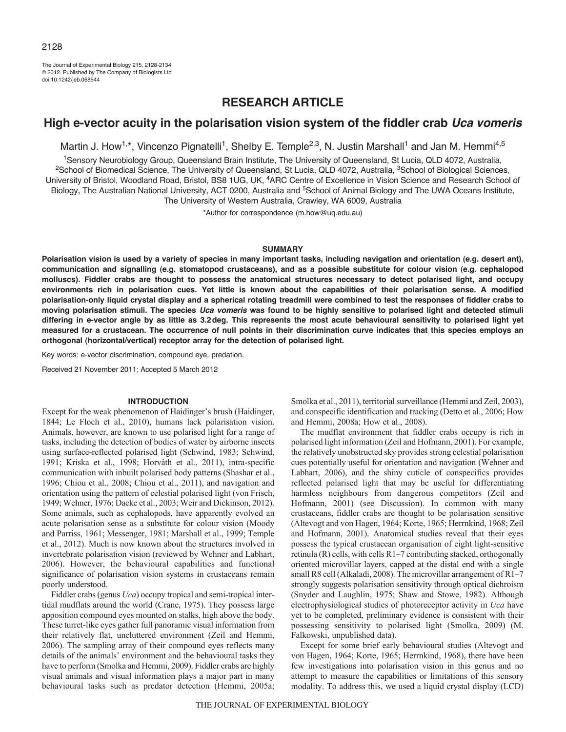RESEARCH ARTICLE

# High e-vector acuity in the polarisation vision system of the fiddler crab *Uca vomeris*

Martin J. How[1,*], Vincenzo Pignatelli[1], Shelby E. Temple[2,3], N. Justin Marshall[1] and Jan M. Hemmi[4,5]

[1]Sensory Neurobiology Group, Queensland Brain Institute, The University of Queensland, St Lucia, QLD 4072, Australia, [2]School of Biomedical Science, The University of Queensland, St Lucia, QLD 4072, Australia, [3]School of Biological Sciences, University of Bristol, Woodland Road, Bristol, BS8 1UG, UK, [4]ARC Centre of Excellence in Vision Science and Research School of Biology, The Australian National University, ACT 0200, Australia and [5]School of Animal Biology and The UWA Oceans Institute, The University of Western Australia, Crawley, WA 6009, Australia

*Author for correspondence (m.how@uq.edu.au)

## SUMMARY

**Polarisation vision is used by a variety of species in many important tasks, including navigation and orientation (e.g. desert ant), communication and signalling (e.g. stomatopod crustaceans), and as a possible substitute for colour vision (e.g. cephalopod molluscs). Fiddler crabs are thought to possess the anatomical structures necessary to detect polarised light, and occupy environments rich in polarisation cues. Yet little is known about the capabilities of their polarisation sense. A modified polarisation-only liquid crystal display and a spherical rotating treadmill were combined to test the responses of fiddler crabs to moving polarisation stimuli. The species *Uca vomeris* was found to be highly sensitive to polarised light and detected stimuli differing in e-vector angle by as little as 3.2 deg. This represents the most acute behavioural sensitivity to polarised light yet measured for a crustacean. The occurrence of null points in their discrimination curve indicates that this species employs an orthogonal (horizontal/vertical) receptor array for the detection of polarised light.**

Key words: e-vector discrimination, compound eye, predation.

Received 21 November 2011; Accepted 5 March 2012

## INTRODUCTION

Except for the weak phenomenon of Haidinger's brush (Haidinger, 1844; Le Floch et al., 2010), humans lack polarisation vision. Animals, however, are known to use polarised light for a range of tasks, including the detection of bodies of water by airborne insects using surface-reflected polarised light (Schwind, 1983; Schwind, 1991; Kriska et al., 1998; Horváth et al., 2011), intra-specific communication with inbuilt polarised body patterns (Shashar et al., 1996; Chiou et al., 2008; Chiou et al., 2011), and navigation and orientation using the pattern of celestial polarised light (von Frisch, 1949; Wehner, 1976; Dacke et al., 2003; Weir and Dickinson, 2012). Some animals, such as cephalopods, have apparently evolved an acute polarisation sense as a substitute for colour vision (Moody and Parriss, 1961; Messenger, 1981; Marshall et al., 1999; Temple et al., 2012). Much is now known about the structures involved in invertebrate polarisation vision (reviewed by Wehner and Labhart, 2006). However, the behavioural capabilities and functional significance of polarisation vision systems in crustaceans remain poorly understood.

Fiddler crabs (genus *Uca*) occupy tropical and semi-tropical intertidal mudflats around the world (Crane, 1975). They possess large apposition compound eyes mounted on stalks, high above the body. These turret-like eyes gather full panoramic visual information from their relatively flat, uncluttered environment (Zeil and Hemmi, 2006). The sampling array of their compound eyes reflects many details of the animals' environment and the behavioural tasks they have to perform (Smolka and Hemmi, 2009). Fiddler crabs are highly visual animals and visual information plays a major part in many behavioural tasks such as predator detection (Hemmi, 2005a; Smolka et al., 2011), territorial surveillance (Hemmi and Zeil, 2003), and conspecific identification and tracking (Detto et al., 2006; How and Hemmi, 2008a; How et al., 2008).

The mudflat environment that fiddler crabs occupy is rich in polarised light information (Zeil and Hofmann, 2001). For example, the relatively unobstructed sky provides strong celestial polarisation cues potentially useful for orientation and navigation (Wehner and Labhart, 2006), and the shiny cuticle of conspecifics provides reflected polarised light that may be useful for differentiating harmless neighbours from dangerous competitors (Zeil and Hofmann, 2001) (see Discussion). In common with many crustaceans, fiddler crabs are thought to be polarisation sensitive (Altevogt and von Hagen, 1964; Korte, 1965; Herrnkind, 1968; Zeil and Hofmann, 2001). Anatomical studies reveal that their eyes possess the typical crustacean organisation of eight light-sensitive retinula (R) cells, with cells R1–7 contributing stacked, orthogonally oriented microvillar layers, capped at the distal end with a single R8 cell (Alkaladi, 2008). The microvillar arrangement of R1–7 strongly suggests polarisation sensitivity through optical dichroism (Snyder and Laughlin, 1975; Shaw and Stowe, 1982). Although electrophysiological studies of photoreceptor activity in *Uca* have yet to be completed, preliminary evidence is consistent with their possessing sensitivity to polarised light (Smolka, 2009) (M. Falkowski, unpublished data).

Except for some brief early behavioural studies (Altevogt and von Hagen, 1964; Korte, 1965; Herrnkind, 1968), there have been few investigations into polarisation vision in this genus and no attempt to measure the capabilities or limitations of this sensory modality. To address this, we used a liquid crystal display (LCD)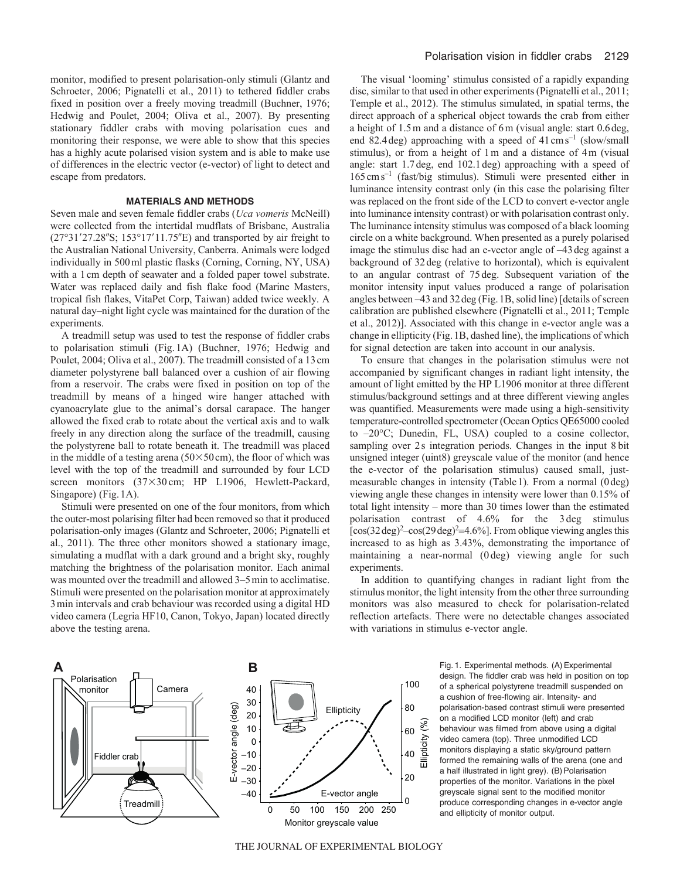monitor, modified to present polarisation-only stimuli (Glantz and Schroeter, 2006; Pignatelli et al., 2011) to tethered fiddler crabs fixed in position over a freely moving treadmill (Buchner, 1976; Hedwig and Poulet, 2004; Oliva et al., 2007). By presenting stationary fiddler crabs with moving polarisation cues and monitoring their response, we were able to show that this species has a highly acute polarised vision system and is able to make use of differences in the electric vector (e-vector) of light to detect and escape from predators.

## MATERIALS AND METHODS

Seven male and seven female fiddler crabs (*Uca vomeris* McNeill) were collected from the intertidal mudflats of Brisbane, Australia (27°31′27.28″S; 153°17′11.75″E) and transported by air freight to the Australian National University, Canberra. Animals were lodged individually in 500 ml plastic flasks (Corning, Corning, NY, USA) with a 1 cm depth of seawater and a folded paper towel substrate. Water was replaced daily and fish flake food (Marine Masters, tropical fish flakes, VitaPet Corp, Taiwan) added twice weekly. A natural day–night light cycle was maintained for the duration of the experiments.

A treadmill setup was used to test the response of fiddler crabs to polarisation stimuli (Fig. 1A) (Buchner, 1976; Hedwig and Poulet, 2004; Oliva et al., 2007). The treadmill consisted of a 13 cm diameter polystyrene ball balanced over a cushion of air flowing from a reservoir. The crabs were fixed in position on top of the treadmill by means of a hinged wire hanger attached with cyanoacrylate glue to the animal's dorsal carapace. The hanger allowed the fixed crab to rotate about the vertical axis and to walk freely in any direction along the surface of the treadmill, causing the polystyrene ball to rotate beneath it. The treadmill was placed in the middle of a testing arena (50×50 cm), the floor of which was level with the top of the treadmill and surrounded by four LCD screen monitors (37×30 cm; HP L1906, Hewlett-Packard, Singapore) (Fig. 1A).

Stimuli were presented on one of the four monitors, from which the outer-most polarising filter had been removed so that it produced polarisation-only images (Glantz and Schroeter, 2006; Pignatelli et al., 2011). The three other monitors showed a stationary image, simulating a mudflat with a dark ground and a bright sky, roughly matching the brightness of the polarisation monitor. Each animal was mounted over the treadmill and allowed 3–5 min to acclimatise. Stimuli were presented on the polarisation monitor at approximately 3 min intervals and crab behaviour was recorded using a digital HD video camera (Legria HF10, Canon, Tokyo, Japan) located directly above the testing arena.

The visual 'looming' stimulus consisted of a rapidly expanding disc, similar to that used in other experiments (Pignatelli et al., 2011; Temple et al., 2012). The stimulus simulated, in spatial terms, the direct approach of a spherical object towards the crab from either a height of 1.5 m and a distance of 6 m (visual angle: start 0.6 deg, end 82.4 deg) approaching with a speed of 41 cm s$^{-1}$ (slow/small stimulus), or from a height of 1 m and a distance of 4 m (visual angle: start 1.7 deg, end 102.1 deg) approaching with a speed of 165 cm s$^{-1}$ (fast/big stimulus). Stimuli were presented either in luminance intensity contrast only (in this case the polarising filter was replaced on the front side of the LCD to convert e-vector angle into luminance intensity contrast) or with polarisation contrast only. The luminance intensity stimulus was composed of a black looming circle on a white background. When presented as a purely polarised image the stimulus disc had an e-vector angle of –43 deg against a background of 32 deg (relative to horizontal), which is equivalent to an angular contrast of 75 deg. Subsequent variation of the monitor intensity input values produced a range of polarisation angles between –43 and 32 deg (Fig. 1B, solid line) [details of screen calibration are published elsewhere (Pignatelli et al., 2011; Temple et al., 2012)]. Associated with this change in e-vector angle was a change in ellipticity (Fig. 1B, dashed line), the implications of which for signal detection are taken into account in our analysis.

To ensure that changes in the polarisation stimulus were not accompanied by significant changes in radiant light intensity, the amount of light emitted by the HP L1906 monitor at three different stimulus/background settings and at three different viewing angles was quantified. Measurements were made using a high-sensitivity temperature-controlled spectrometer (Ocean Optics QE65000 cooled to –20°C; Dunedin, FL, USA) coupled to a cosine collector, sampling over 2 s integration periods. Changes in the input 8 bit unsigned integer (uint8) greyscale value of the monitor (and hence the e-vector of the polarisation stimulus) caused small, just-measurable changes in intensity (Table 1). From a normal (0 deg) viewing angle these changes in intensity were lower than 0.15% of total light intensity – more than 30 times lower than the estimated polarisation contrast of 4.6% for the 3 deg stimulus [$\cos(32\,\text{deg})^2 - \cos(29\,\text{deg})^2 = 4.6\%$]. From oblique viewing angles this increased to as high as 3.43%, demonstrating the importance of maintaining a near-normal (0 deg) viewing angle for such experiments.

In addition to quantifying changes in radiant light from the stimulus monitor, the light intensity from the other three surrounding monitors was also measured to check for polarisation-related reflection artefacts. There were no detectable changes associated with variations in stimulus e-vector angle.

Fig. 1. Experimental methods. (A) Experimental design. The fiddler crab was held in position on top of a spherical polystyrene treadmill suspended on a cushion of free-flowing air. Intensity- and polarisation-based contrast stimuli were presented on a modified LCD monitor (left) and crab behaviour was filmed from above using a digital video camera (top). Three unmodified LCD monitors displaying a static sky/ground pattern formed the remaining walls of the arena (one and a half illustrated in light grey). (B) Polarisation properties of the monitor. Variations in the pixel greyscale signal sent to the modified monitor produce corresponding changes in e-vector angle and ellipticity of monitor output.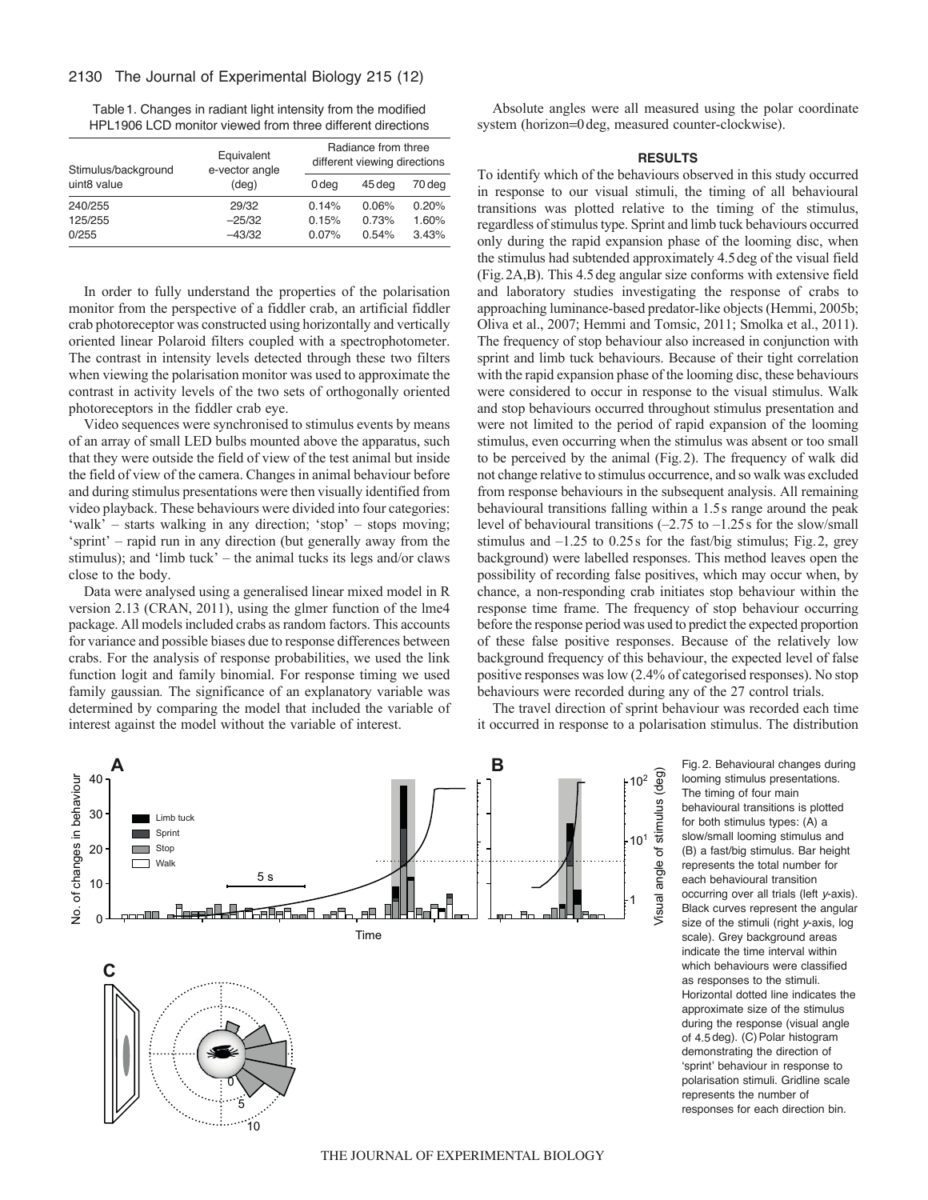Table 1. Changes in radiant light intensity from the modified HPL1906 LCD monitor viewed from three different directions

| Stimulus/background uint8 value | Equivalent e-vector angle (deg) | Radiance from three different viewing directions | | |
|---|---|---|---|---|
| | | 0 deg | 45 deg | 70 deg |
| 240/255 | 29/32 | 0.14% | 0.06% | 0.20% |
| 125/255 | −25/32 | 0.15% | 0.73% | 1.60% |
| 0/255 | −43/32 | 0.07% | 0.54% | 3.43% |

In order to fully understand the properties of the polarisation monitor from the perspective of a fiddler crab, an artificial fiddler crab photoreceptor was constructed using horizontally and vertically oriented linear Polaroid filters coupled with a spectrophotometer. The contrast in intensity levels detected through these two filters when viewing the polarisation monitor was used to approximate the contrast in activity levels of the two sets of orthogonally oriented photoreceptors in the fiddler crab eye.

Video sequences were synchronised to stimulus events by means of an array of small LED bulbs mounted above the apparatus, such that they were outside the field of view of the test animal but inside the field of view of the camera. Changes in animal behaviour before and during stimulus presentations were then visually identified from video playback. These behaviours were divided into four categories: 'walk' – starts walking in any direction; 'stop' – stops moving; 'sprint' – rapid run in any direction (but generally away from the stimulus); and 'limb tuck' – the animal tucks its legs and/or claws close to the body.

Data were analysed using a generalised linear mixed model in R version 2.13 (CRAN, 2011), using the glmer function of the lme4 package. All models included crabs as random factors. This accounts for variance and possible biases due to response differences between crabs. For the analysis of response probabilities, we used the link function logit and family binomial. For response timing we used family gaussian. The significance of an explanatory variable was determined by comparing the model that included the variable of interest against the model without the variable of interest.

Absolute angles were all measured using the polar coordinate system (horizon=0 deg, measured counter-clockwise).

## RESULTS

To identify which of the behaviours observed in this study occurred in response to our visual stimuli, the timing of all behavioural transitions was plotted relative to the timing of the stimulus, regardless of stimulus type. Sprint and limb tuck behaviours occurred only during the rapid expansion phase of the looming disc, when the stimulus had subtended approximately 4.5 deg of the visual field (Fig. 2A,B). This 4.5 deg angular size conforms with extensive field and laboratory studies investigating the response of crabs to approaching luminance-based predator-like objects (Hemmi, 2005b; Oliva et al., 2007; Hemmi and Tomsic, 2011; Smolka et al., 2011). The frequency of stop behaviour also increased in conjunction with sprint and limb tuck behaviours. Because of their tight correlation with the rapid expansion phase of the looming disc, these behaviours were considered to occur in response to the visual stimulus. Walk and stop behaviours occurred throughout stimulus presentation and were not limited to the period of rapid expansion of the looming stimulus, even occurring when the stimulus was absent or too small to be perceived by the animal (Fig. 2). The frequency of walk did not change relative to stimulus occurrence, and so walk was excluded from response behaviours in the subsequent analysis. All remaining behavioural transitions falling within a 1.5 s range around the peak level of behavioural transitions (–2.75 to –1.25 s for the slow/small stimulus and –1.25 to 0.25 s for the fast/big stimulus; Fig. 2, grey background) were labelled responses. This method leaves open the possibility of recording false positives, which may occur when, by chance, a non-responding crab initiates stop behaviour within the response time frame. The frequency of stop behaviour occurring before the response period was used to predict the expected proportion of these false positive responses. Because of the relatively low background frequency of this behaviour, the expected level of false positive responses was low (2.4% of categorised responses). No stop behaviours were recorded during any of the 27 control trials.

The travel direction of sprint behaviour was recorded each time it occurred in response to a polarisation stimulus. The distribution

A
B
C
No. of changes in behaviour
40
30
20
10
0
Limb tuck
Sprint
Stop
Walk
5 s
Time
Visual angle of stimulus (deg)
$10^2$
$10^1$
1
0
5
10

Fig. 2. Behavioural changes during looming stimulus presentations. The timing of four main behavioural transitions is plotted for both stimulus types: (A) a slow/small looming stimulus and (B) a fast/big stimulus. Bar height represents the total number for each behavioural transition occurring over all trials (left *y*-axis). Black curves represent the angular size of the stimuli (right *y*-axis, log scale). Grey background areas indicate the time interval within which behaviours were classified as responses to the stimuli. Horizontal dotted line indicates the approximate size of the stimulus during the response (visual angle of 4.5 deg). (C) Polar histogram demonstrating the direction of 'sprint' behaviour in response to polarisation stimuli. Gridline scale represents the number of responses for each direction bin.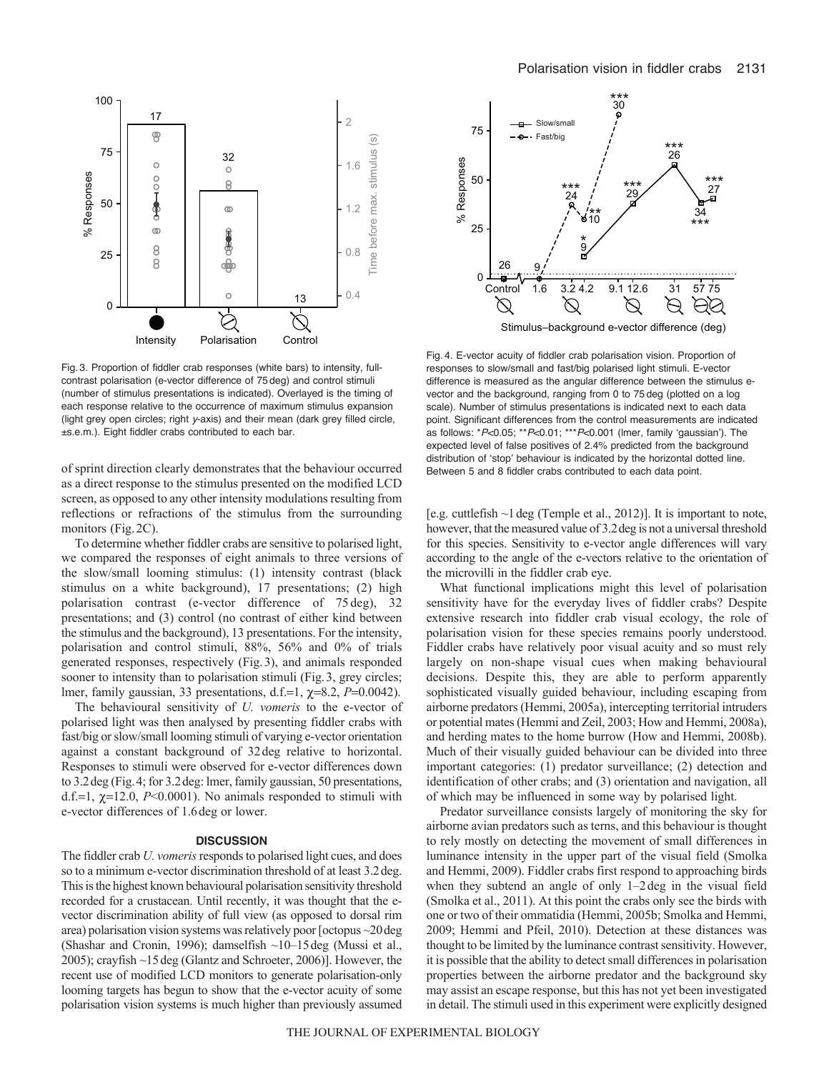Fig. 3. Proportion of fiddler crab responses (white bars) to intensity, full-contrast polarisation (e-vector difference of 75 deg) and control stimuli (number of stimulus presentations is indicated). Overlayed is the timing of each response relative to the occurrence of maximum stimulus expansion (light grey open circles; right *y*-axis) and their mean (dark grey filled circle, ±s.e.m.). Eight fiddler crabs contributed to each bar.

Fig. 4. E-vector acuity of fiddler crab polarisation vision. Proportion of responses to slow/small and fast/big polarised light stimuli. E-vector difference is measured as the angular difference between the stimulus e-vector and the background, ranging from 0 to 75 deg (plotted on a log scale). Number of stimulus presentations is indicated next to each data point. Significant differences from the control measurements are indicated as follows: *$P<0.05$; **$P<0.01$; ***$P<0.001$ (lmer, family 'gaussian'). The expected level of false positives of 2.4% predicted from the background distribution of 'stop' behaviour is indicated by the horizontal dotted line. Between 5 and 8 fiddler crabs contributed to each data point.

of sprint direction clearly demonstrates that the behaviour occurred as a direct response to the stimulus presented on the modified LCD screen, as opposed to any other intensity modulations resulting from reflections or refractions of the stimulus from the surrounding monitors (Fig. 2C).

To determine whether fiddler crabs are sensitive to polarised light, we compared the responses of eight animals to three versions of the slow/small looming stimulus: (1) intensity contrast (black stimulus on a white background), 17 presentations; (2) high polarisation contrast (e-vector difference of 75 deg), 32 presentations; and (3) control (no contrast of either kind between the stimulus and the background), 13 presentations. For the intensity, polarisation and control stimuli, 88%, 56% and 0% of trials generated responses, respectively (Fig. 3), and animals responded sooner to intensity than to polarisation stimuli (Fig. 3, grey circles; lmer, family gaussian, 33 presentations, d.f.=1, $\chi$=8.2, $P$=0.0042).

The behavioural sensitivity of *U. vomeris* to the e-vector of polarised light was then analysed by presenting fiddler crabs with fast/big or slow/small looming stimuli of varying e-vector orientation against a constant background of 32 deg relative to horizontal. Responses to stimuli were observed for e-vector differences down to 3.2 deg (Fig. 4; for 3.2 deg: lmer, family gaussian, 50 presentations, d.f.=1, $\chi$=12.0, $P$<0.0001). No animals responded to stimuli with e-vector differences of 1.6 deg or lower.

## DISCUSSION

The fiddler crab *U. vomeris* responds to polarised light cues, and does so to a minimum e-vector discrimination threshold of at least 3.2 deg. This is the highest known behavioural polarisation sensitivity threshold recorded for a crustacean. Until recently, it was thought that the e-vector discrimination ability of full view (as opposed to dorsal rim area) polarisation vision systems was relatively poor [octopus ~20 deg (Shashar and Cronin, 1996); damselfish ~10–15 deg (Mussi et al., 2005); crayfish ~15 deg (Glantz and Schroeter, 2006)]. However, the recent use of modified LCD monitors to generate polarisation-only looming targets has begun to show that the e-vector acuity of some polarisation vision systems is much higher than previously assumed [e.g. cuttlefish ~1 deg (Temple et al., 2012)]. It is important to note, however, that the measured value of 3.2 deg is not a universal threshold for this species. Sensitivity to e-vector angle differences will vary according to the angle of the e-vectors relative to the orientation of the microvilli in the fiddler crab eye.

What functional implications might this level of polarisation sensitivity have for the everyday lives of fiddler crabs? Despite extensive research into fiddler crab visual ecology, the role of polarisation vision for these species remains poorly understood. Fiddler crabs have relatively poor visual acuity and so must rely largely on non-shape visual cues when making behavioural decisions. Despite this, they are able to perform apparently sophisticated visually guided behaviour, including escaping from airborne predators (Hemmi, 2005a), intercepting territorial intruders or potential mates (Hemmi and Zeil, 2003; How and Hemmi, 2008a), and herding mates to the home burrow (How and Hemmi, 2008b). Much of their visually guided behaviour can be divided into three important categories: (1) predator surveillance; (2) detection and identification of other crabs; and (3) orientation and navigation, all of which may be influenced in some way by polarised light.

Predator surveillance consists largely of monitoring the sky for airborne avian predators such as terns, and this behaviour is thought to rely mostly on detecting the movement of small differences in luminance intensity in the upper part of the visual field (Smolka and Hemmi, 2009). Fiddler crabs first respond to approaching birds when they subtend an angle of only 1–2 deg in the visual field (Smolka et al., 2011). At this point the crabs only see the birds with one or two of their ommatidia (Hemmi, 2005b; Smolka and Hemmi, 2009; Hemmi and Pfeil, 2010). Detection at these distances was thought to be limited by the luminance contrast sensitivity. However, it is possible that the ability to detect small differences in polarisation properties between the airborne predator and the background sky may assist an escape response, but this has not yet been investigated in detail. The stimuli used in this experiment were explicitly designed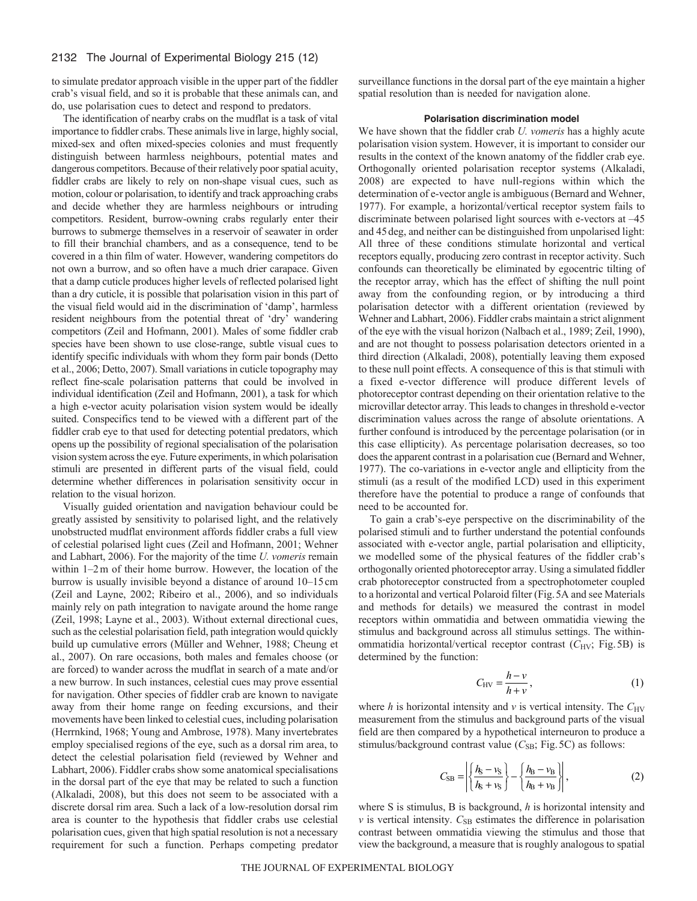to simulate predator approach visible in the upper part of the fiddler crab's visual field, and so it is probable that these animals can, and do, use polarisation cues to detect and respond to predators.

The identification of nearby crabs on the mudflat is a task of vital importance to fiddler crabs. These animals live in large, highly social, mixed-sex and often mixed-species colonies and must frequently distinguish between harmless neighbours, potential mates and dangerous competitors. Because of their relatively poor spatial acuity, fiddler crabs are likely to rely on non-shape visual cues, such as motion, colour or polarisation, to identify and track approaching crabs and decide whether they are harmless neighbours or intruding competitors. Resident, burrow-owning crabs regularly enter their burrows to submerge themselves in a reservoir of seawater in order to fill their branchial chambers, and as a consequence, tend to be covered in a thin film of water. However, wandering competitors do not own a burrow, and so often have a much drier carapace. Given that a damp cuticle produces higher levels of reflected polarised light than a dry cuticle, it is possible that polarisation vision in this part of the visual field would aid in the discrimination of 'damp', harmless resident neighbours from the potential threat of 'dry' wandering competitors (Zeil and Hofmann, 2001). Males of some fiddler crab species have been shown to use close-range, subtle visual cues to identify specific individuals with whom they form pair bonds (Detto et al., 2006; Detto, 2007). Small variations in cuticle topography may reflect fine-scale polarisation patterns that could be involved in individual identification (Zeil and Hofmann, 2001), a task for which a high e-vector acuity polarisation vision system would be ideally suited. Conspecifics tend to be viewed with a different part of the fiddler crab eye to that used for detecting potential predators, which opens up the possibility of regional specialisation of the polarisation vision system across the eye. Future experiments, in which polarisation stimuli are presented in different parts of the visual field, could determine whether differences in polarisation sensitivity occur in relation to the visual horizon.

Visually guided orientation and navigation behaviour could be greatly assisted by sensitivity to polarised light, and the relatively unobstructed mudflat environment affords fiddler crabs a full view of celestial polarised light cues (Zeil and Hofmann, 2001; Wehner and Labhart, 2006). For the majority of the time *U. vomeris* remain within 1–2 m of their home burrow. However, the location of the burrow is usually invisible beyond a distance of around 10–15 cm (Zeil and Layne, 2002; Ribeiro et al., 2006), and so individuals mainly rely on path integration to navigate around the home range (Zeil, 1998; Layne et al., 2003). Without external directional cues, such as the celestial polarisation field, path integration would quickly build up cumulative errors (Müller and Wehner, 1988; Cheung et al., 2007). On rare occasions, both males and females choose (or are forced) to wander across the mudflat in search of a mate and/or a new burrow. In such instances, celestial cues may prove essential for navigation. Other species of fiddler crab are known to navigate away from their home range on feeding excursions, and their movements have been linked to celestial cues, including polarisation (Herrnkind, 1968; Young and Ambrose, 1978). Many invertebrates employ specialised regions of the eye, such as a dorsal rim area, to detect the celestial polarisation field (reviewed by Wehner and Labhart, 2006). Fiddler crabs show some anatomical specialisations in the dorsal part of the eye that may be related to such a function (Alkaladi, 2008), but this does not seem to be associated with a discrete dorsal rim area. Such a lack of a low-resolution dorsal rim area is counter to the hypothesis that fiddler crabs use celestial polarisation cues, given that high spatial resolution is not a necessary requirement for such a function. Perhaps competing predator surveillance functions in the dorsal part of the eye maintain a higher spatial resolution than is needed for navigation alone.

## Polarisation discrimination model

We have shown that the fiddler crab *U. vomeris* has a highly acute polarisation vision system. However, it is important to consider our results in the context of the known anatomy of the fiddler crab eye. Orthogonally oriented polarisation receptor systems (Alkaladi, 2008) are expected to have null-regions within which the determination of e-vector angle is ambiguous (Bernard and Wehner, 1977). For example, a horizontal/vertical receptor system fails to discriminate between polarised light sources with e-vectors at –45 and 45 deg, and neither can be distinguished from unpolarised light: All three of these conditions stimulate horizontal and vertical receptors equally, producing zero contrast in receptor activity. Such confounds can theoretically be eliminated by egocentric tilting of the receptor array, which has the effect of shifting the null point away from the confounding region, or by introducing a third polarisation detector with a different orientation (reviewed by Wehner and Labhart, 2006). Fiddler crabs maintain a strict alignment of the eye with the visual horizon (Nalbach et al., 1989; Zeil, 1990), and are not thought to possess polarisation detectors oriented in a third direction (Alkaladi, 2008), potentially leaving them exposed to these null point effects. A consequence of this is that stimuli with a fixed e-vector difference will produce different levels of photoreceptor contrast depending on their orientation relative to the microvillar detector array. This leads to changes in threshold e-vector discrimination values across the range of absolute orientations. A further confound is introduced by the percentage polarisation (or in this case ellipticity). As percentage polarisation decreases, so too does the apparent contrast in a polarisation cue (Bernard and Wehner, 1977). The co-variations in e-vector angle and ellipticity from the stimuli (as a result of the modified LCD) used in this experiment therefore have the potential to produce a range of confounds that need to be accounted for.

To gain a crab's-eye perspective on the discriminability of the polarised stimuli and to further understand the potential confounds associated with e-vector angle, partial polarisation and ellipticity, we modelled some of the physical features of the fiddler crab's orthogonally oriented photoreceptor array. Using a simulated fiddler crab photoreceptor constructed from a spectrophotometer coupled to a horizontal and vertical Polaroid filter (Fig. 5A and see Materials and methods for details) we measured the contrast in model receptors within ommatidia and between ommatidia viewing the stimulus and background across all stimulus settings. The within-ommatidia horizontal/vertical receptor contrast ($C_{HV}$; Fig. 5B) is determined by the function:

$$C_{HV} = \frac{h - v}{h + v}, \tag{1}$$

where $h$ is horizontal intensity and $v$ is vertical intensity. The $C_{HV}$ measurement from the stimulus and background parts of the visual field are then compared by a hypothetical interneuron to produce a stimulus/background contrast value ($C_{SB}$; Fig. 5C) as follows:

$$C_{SB} = \left| \left\{ \frac{h_S - v_S}{h_S + v_S} \right\} - \left\{ \frac{h_B - v_B}{h_B + v_B} \right\} \right|, \tag{2}$$

where S is stimulus, B is background, $h$ is horizontal intensity and $v$ is vertical intensity. $C_{SB}$ estimates the difference in polarisation contrast between ommatidia viewing the stimulus and those that view the background, a measure that is roughly analogous to spatial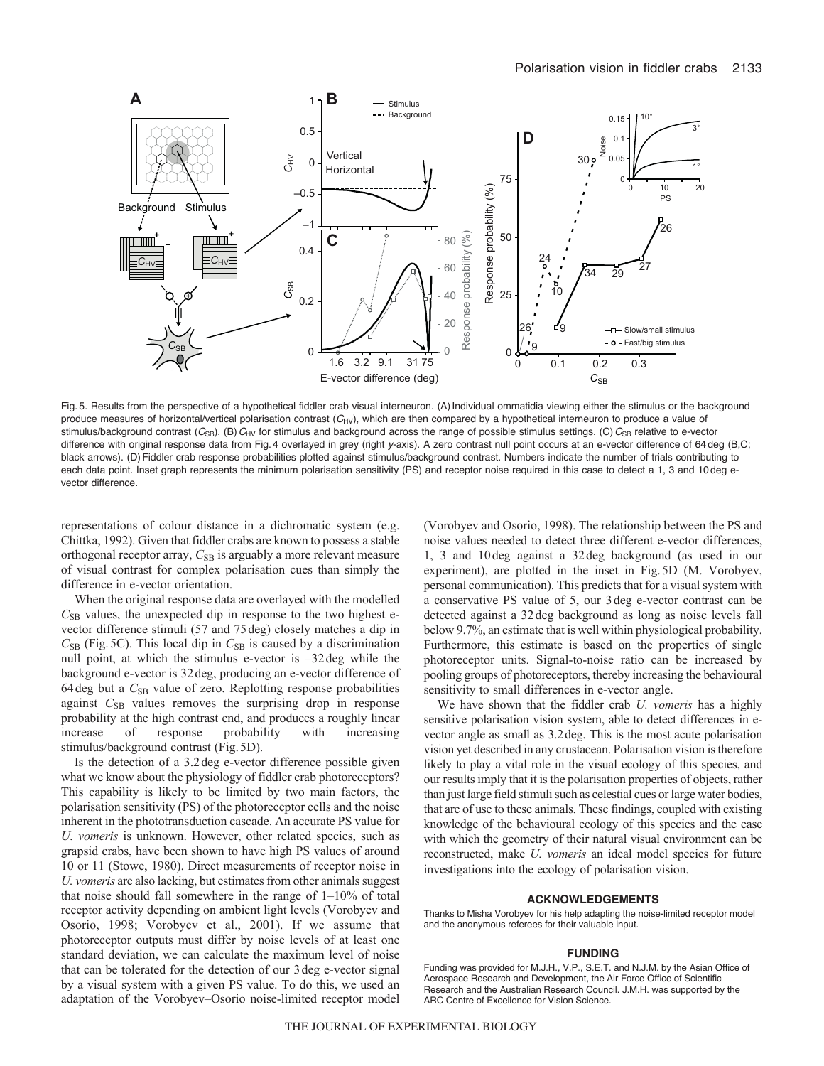Fig. 5. Results from the perspective of a hypothetical fiddler crab visual interneuron. (A) Individual ommatidia viewing either the stimulus or the background produce measures of horizontal/vertical polarisation contrast ($C_{HV}$), which are then compared by a hypothetical interneuron to produce a value of stimulus/background contrast ($C_{SB}$). (B) $C_{HV}$ for stimulus and background across the range of possible stimulus settings. (C) $C_{SB}$ relative to e-vector difference with original response data from Fig. 4 overlayed in grey (right *y*-axis). A zero contrast null point occurs at an e-vector difference of 64 deg (B,C; black arrows). (D) Fiddler crab response probabilities plotted against stimulus/background contrast. Numbers indicate the number of trials contributing to each data point. Inset graph represents the minimum polarisation sensitivity (PS) and receptor noise required in this case to detect a 1, 3 and 10 deg e-vector difference.

representations of colour distance in a dichromatic system (e.g. Chittka, 1992). Given that fiddler crabs are known to possess a stable orthogonal receptor array, $C_{SB}$ is arguably a more relevant measure of visual contrast for complex polarisation cues than simply the difference in e-vector orientation.

When the original response data are overlayed with the modelled $C_{SB}$ values, the unexpected dip in response to the two highest e-vector difference stimuli (57 and 75 deg) closely matches a dip in $C_{SB}$ (Fig. 5C). This local dip in $C_{SB}$ is caused by a discrimination null point, at which the stimulus e-vector is –32 deg while the background e-vector is 32 deg, producing an e-vector difference of 64 deg but a $C_{SB}$ value of zero. Replotting response probabilities against $C_{SB}$ values removes the surprising drop in response probability at the high contrast end, and produces a roughly linear increase of response probability with increasing stimulus/background contrast (Fig. 5D).

Is the detection of a 3.2 deg e-vector difference possible given what we know about the physiology of fiddler crab photoreceptors? This capability is likely to be limited by two main factors, the polarisation sensitivity (PS) of the photoreceptor cells and the noise inherent in the phototransduction cascade. An accurate PS value for *U. vomeris* is unknown. However, other related species, such as grapsid crabs, have been shown to have high PS values of around 10 or 11 (Stowe, 1980). Direct measurements of receptor noise in *U. vomeris* are also lacking, but estimates from other animals suggest that noise should fall somewhere in the range of 1–10% of total receptor activity depending on ambient light levels (Vorobyev and Osorio, 1998; Vorobyev et al., 2001). If we assume that photoreceptor outputs must differ by noise levels of at least one standard deviation, we can calculate the maximum level of noise that can be tolerated for the detection of our 3 deg e-vector signal by a visual system with a given PS value. To do this, we used an adaptation of the Vorobyev–Osorio noise-limited receptor model (Vorobyev and Osorio, 1998). The relationship between the PS and noise values needed to detect three different e-vector differences, 1, 3 and 10 deg against a 32 deg background (as used in our experiment), are plotted in the inset in Fig. 5D (M. Vorobyev, personal communication). This predicts that for a visual system with a conservative PS value of 5, our 3 deg e-vector contrast can be detected against a 32 deg background as long as noise levels fall below 9.7%, an estimate that is well within physiological probability. Furthermore, this estimate is based on the properties of single photoreceptor units. Signal-to-noise ratio can be increased by pooling groups of photoreceptors, thereby increasing the behavioural sensitivity to small differences in e-vector angle.

We have shown that the fiddler crab *U. vomeris* has a highly sensitive polarisation vision system, able to detect differences in e-vector angle as small as 3.2 deg. This is the most acute polarisation vision yet described in any crustacean. Polarisation vision is therefore likely to play a vital role in the visual ecology of this species, and our results imply that it is the polarisation properties of objects, rather than just large field stimuli such as celestial cues or large water bodies, that are of use to these animals. These findings, coupled with existing knowledge of the behavioural ecology of this species and the ease with which the geometry of their natural visual environment can be reconstructed, make *U. vomeris* an ideal model species for future investigations into the ecology of polarisation vision.

## ACKNOWLEDGEMENTS

Thanks to Misha Vorobyev for his help adapting the noise-limited receptor model and the anonymous referees for their valuable input.

## FUNDING

Funding was provided for M.J.H., V.P., S.E.T. and N.J.M. by the Asian Office of Aerospace Research and Development, the Air Force Office of Scientific Research and the Australian Research Council. J.M.H. was supported by the ARC Centre of Excellence for Vision Science.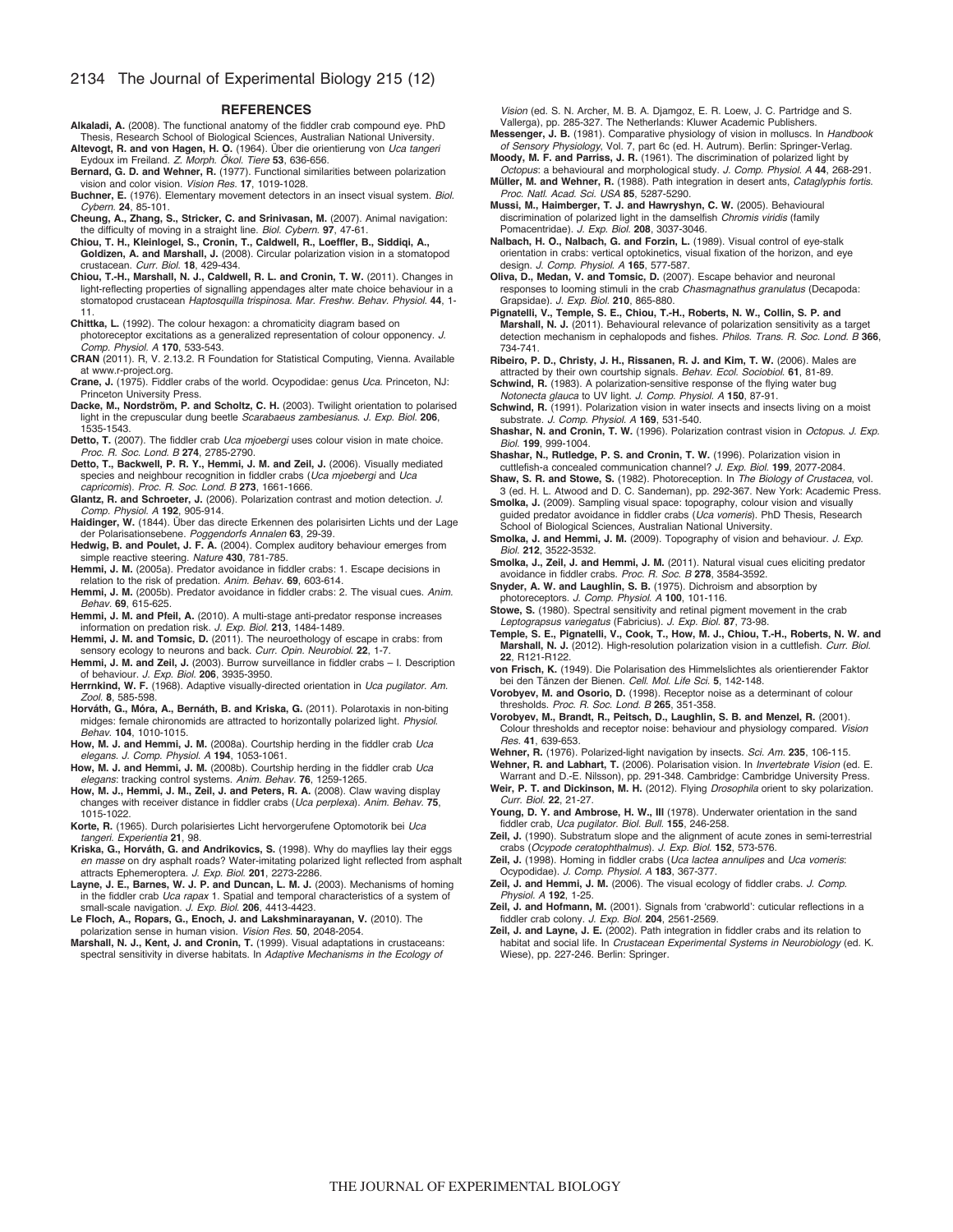## REFERENCES

**Alkaladi, A.** (2008). The functional anatomy of the fiddler crab compound eye. PhD Thesis, Research School of Biological Sciences, Australian National University.

**Altevogt, R. and von Hagen, H. O.** (1964). Über die orientierung von *Uca tangeri* Eydoux im Freiland. *Z. Morph. Ökol. Tiere* **53**, 636-656.

**Bernard, G. D. and Wehner, R.** (1977). Functional similarities between polarization vision and color vision. *Vision Res.* **17**, 1019-1028.

**Buchner, E.** (1976). Elementary movement detectors in an insect visual system. *Biol. Cybern.* **24**, 85-101.

**Cheung, A., Zhang, S., Stricker, C. and Srinivasan, M.** (2007). Animal navigation: the difficulty of moving in a straight line. *Biol. Cybern.* **97**, 47-61.

**Chiou, T. H., Kleinlogel, S., Cronin, T., Caldwell, R., Loeffler, B., Siddiqi, A., Goldizen, A. and Marshall, J.** (2008). Circular polarization vision in a stomatopod crustacean. *Curr. Biol.* **18**, 429-434.

**Chiou, T.-H., Marshall, N. J., Caldwell, R. L. and Cronin, T. W.** (2011). Changes in light-reflecting properties of signalling appendages alter mate choice behaviour in a stomatopod crustacean *Haptosquilla trispinosa*. *Mar. Freshw. Behav. Physiol.* **44**, 1-11.

**Chittka, L.** (1992). The colour hexagon: a chromaticity diagram based on photoreceptor excitations as a generalized representation of colour opponency. *J. Comp. Physiol. A* **170**, 533-543.

**CRAN** (2011). R, V. 2.13.2. R Foundation for Statistical Computing, Vienna. Available at www.r-project.org.

**Crane, J.** (1975). Fiddler crabs of the world. Ocypodidae: genus *Uca*. Princeton, NJ: Princeton University Press.

**Dacke, M., Nordström, P. and Scholtz, C. H.** (2003). Twilight orientation to polarised light in the crepuscular dung beetle *Scarabaeus zambesianus*. *J. Exp. Biol.* **206**, 1535-1543.

**Detto, T.** (2007). The fiddler crab *Uca mjoebergi* uses colour vision in mate choice. *Proc. R. Soc. Lond. B* **274**, 2785-2790.

**Detto, T., Backwell, P. R. Y., Hemmi, J. M. and Zeil, J.** (2006). Visually mediated species and neighbour recognition in fiddler crabs (*Uca mjoebergi* and *Uca capricornis*). *Proc. R. Soc. Lond. B* **273**, 1661-1666.

**Glantz, R. and Schroeter, J.** (2006). Polarization contrast and motion detection. *J. Comp. Physiol. A* **192**, 905-914.

**Haidinger, W.** (1844). Über das directe Erkennen des polarisirten Lichts und der Lage der Polarisationsebene. *Poggendorfs Annalen* **63**, 29-39.

**Hedwig, B. and Poulet, J. F. A.** (2004). Complex auditory behaviour emerges from simple reactive steering. *Nature* **430**, 781-785.

**Hemmi, J. M.** (2005a). Predator avoidance in fiddler crabs: 1. Escape decisions in relation to the risk of predation. *Anim. Behav.* **69**, 603-614.

**Hemmi, J. M.** (2005b). Predator avoidance in fiddler crabs: 2. The visual cues. *Anim. Behav.* **69**, 615-625.

**Hemmi, J. M. and Pfeil, A.** (2010). A multi-stage anti-predator response increases information on predation risk. *J. Exp. Biol.* **213**, 1484-1489.

**Hemmi, J. M. and Tomsic, D.** (2011). The neuroethology of escape in crabs: from sensory ecology to neurons and back. *Curr. Opin. Neurobiol.* **22**, 1-7.

**Hemmi, J. M. and Zeil, J.** (2003). Burrow surveillance in fiddler crabs – I. Description of behaviour. *J. Exp. Biol.* **206**, 3935-3950.

**Herrnkind, W. F.** (1968). Adaptive visually-directed orientation in *Uca pugilator*. *Am. Zool.* **8**, 585-598.

**Horváth, G., Móra, A., Bernáth, B. and Kriska, G.** (2011). Polarotaxis in non-biting midges: female chironomids are attracted to horizontally polarized light. *Physiol. Behav.* **104**, 1010-1015.

**How, M. J. and Hemmi, J. M.** (2008a). Courtship herding in the fiddler crab *Uca elegans*. *J. Comp. Physiol. A* **194**, 1053-1061.

**How, M. J. and Hemmi, J. M.** (2008b). Courtship herding in the fiddler crab *Uca elegans*: tracking control systems. *Anim. Behav.* **76**, 1259-1265.

**How, M. J., Hemmi, J. M., Zeil, J. and Peters, R. A.** (2008). Claw waving display changes with receiver distance in fiddler crabs (*Uca perplexa*). *Anim. Behav.* **75**, 1015-1022.

**Korte, R.** (1965). Durch polarisiertes Licht hervorgerufene Optomotorik bei *Uca tangeri*. *Experientia* **21**, 98.

**Kriska, G., Horváth, G. and Andrikovics, S.** (1998). Why do mayflies lay their eggs *en masse* on dry asphalt roads? Water-imitating polarized light reflected from asphalt attracts Ephemeroptera. *J. Exp. Biol.* **201**, 2273-2286.

**Layne, J. E., Barnes, W. J. P. and Duncan, L. M. J.** (2003). Mechanisms of homing in the fiddler crab *Uca rapax* 1. Spatial and temporal characteristics of a system of small-scale navigation. *J. Exp. Biol.* **206**, 4413-4423.

**Le Floch, A., Ropars, G., Enoch, J. and Lakshminarayanan, V.** (2010). The polarization sense in human vision. *Vision Res.* **50**, 2048-2054.

**Marshall, N. J., Kent, J. and Cronin, T.** (1999). Visual adaptations in crustaceans: spectral sensitivity in diverse habitats. In *Adaptive Mechanisms in the Ecology of Vision* (ed. S. N. Archer, M. B. A. Djamgoz, E. R. Loew, J. C. Partridge and S. Vallerga), pp. 285-327. The Netherlands: Kluwer Academic Publishers.

**Messenger, J. B.** (1981). Comparative physiology of vision in molluscs. In *Handbook of Sensory Physiology*, Vol. 7, part 6c (ed. H. Autrum). Berlin: Springer-Verlag.

**Moody, M. F. and Parriss, J. R.** (1961). The discrimination of polarized light by *Octopus*: a behavioural and morphological study. *J. Comp. Physiol. A* **44**, 268-291.

**Müller, M. and Wehner, R.** (1988). Path integration in desert ants, *Cataglyphis fortis*. *Proc. Natl. Acad. Sci. USA* **85**, 5287-5290.

**Mussi, M., Haimberger, T. J. and Hawryshyn, C. W.** (2005). Behavioural discrimination of polarized light in the damselfish *Chromis viridis* (family Pomacentridae). *J. Exp. Biol.* **208**, 3037-3046.

**Nalbach, H. O., Nalbach, G. and Forzin, L.** (1989). Visual control of eye-stalk orientation in crabs: vertical optokinetics, visual fixation of the horizon, and eye design. *J. Comp. Physiol. A* **165**, 577-587.

**Oliva, D., Medan, V. and Tomsic, D.** (2007). Escape behavior and neuronal responses to looming stimuli in the crab *Chasmagnathus granulatus* (Decapoda: Grapsidae). *J. Exp. Biol.* **210**, 865-880.

**Pignatelli, V., Temple, S. E., Chiou, T.-H., Roberts, N. W., Collin, S. P. and Marshall, N. J.** (2011). Behavioural relevance of polarization sensitivity as a target detection mechanism in cephalopods and fishes. *Philos. Trans. R. Soc. Lond. B* **366**, 734-741.

**Ribeiro, P. D., Christy, J. H., Rissanen, R. J. and Kim, T. W.** (2006). Males are attracted by their own courtship signals. *Behav. Ecol. Sociobiol.* **61**, 81-89.

**Schwind, R.** (1983). A polarization-sensitive response of the flying water bug *Notonecta glauca* to UV light. *J. Comp. Physiol. A* **150**, 87-91.

**Schwind, R.** (1991). Polarization vision in water insects and insects living on a moist substrate. *J. Comp. Physiol. A* **169**, 531-540.

**Shashar, N. and Cronin, T. W.** (1996). Polarization contrast vision in *Octopus*. *J. Exp. Biol.* **199**, 999-1004.

**Shashar, N., Rutledge, P. S. and Cronin, T. W.** (1996). Polarization vision in cuttlefish-a concealed communication channel? *J. Exp. Biol.* **199**, 2077-2084.

**Shaw, S. R. and Stowe, S.** (1982). Photoreception. In *The Biology of Crustacea*, vol. 3 (ed. H. L. Atwood and D. C. Sandeman), pp. 292-367. New York: Academic Press.

**Smolka, J.** (2009). Sampling visual space: topography, colour vision and visually guided predator avoidance in fiddler crabs (*Uca vomeris*). PhD Thesis, Research School of Biological Sciences, Australian National University.

**Smolka, J. and Hemmi, J. M.** (2009). Topography of vision and behaviour. *J. Exp. Biol.* **212**, 3522-3532.

**Smolka, J., Zeil, J. and Hemmi, J. M.** (2011). Natural visual cues eliciting predator avoidance in fiddler crabs. *Proc. R. Soc. B* **278**, 3584-3592.

**Snyder, A. W. and Laughlin, S. B.** (1975). Dichroism and absorption by photoreceptors. *J. Comp. Physiol. A* **100**, 101-116.

**Stowe, S.** (1980). Spectral sensitivity and retinal pigment movement in the crab *Leptograpsus variegatus* (Fabricius). *J. Exp. Biol.* **87**, 73-98.

**Temple, S. E., Pignatelli, V., Cook, T., How, M. J., Chiou, T.-H., Roberts, N. W. and Marshall, N. J.** (2012). High-resolution polarization vision in a cuttlefish. *Curr. Biol.* **22**, R121-R122.

**von Frisch, K.** (1949). Die Polarisation des Himmelslichtes als orientierender Faktor bei den Tänzen der Bienen. *Cell. Mol. Life Sci.* **5**, 142-148.

**Vorobyev, M. and Osorio, D.** (1998). Receptor noise as a determinant of colour thresholds. *Proc. R. Soc. Lond. B* **265**, 351-358.

**Vorobyev, M., Brandt, R., Peitsch, D., Laughlin, S. B. and Menzel, R.** (2001). Colour thresholds and receptor noise: behaviour and physiology compared. *Vision Res.* **41**, 639-653.

**Wehner, R.** (1976). Polarized-light navigation by insects. *Sci. Am.* **235**, 106-115.

**Wehner, R. and Labhart, T.** (2006). Polarisation vision. In *Invertebrate Vision* (ed. E. Warrant and D.-E. Nilsson), pp. 291-348. Cambridge: Cambridge University Press.

**Weir, P. T. and Dickinson, M. H.** (2012). Flying *Drosophila* orient to sky polarization. *Curr. Biol.* **22**, 21-27.

**Young, D. Y. and Ambrose, H. W., III** (1978). Underwater orientation in the sand fiddler crab, *Uca pugilator*. *Biol. Bull.* **155**, 246-258.

**Zeil, J.** (1990). Substratum slope and the alignment of acute zones in semi-terrestrial crabs (*Ocypode ceratophthalmus*). *J. Exp. Biol.* **152**, 573-576.

**Zeil, J.** (1998). Homing in fiddler crabs (*Uca lactea annulipes* and *Uca vomeris*: Ocypodidae). *J. Comp. Physiol. A* **183**, 367-377.

**Zeil, J. and Hemmi, J. M.** (2006). The visual ecology of fiddler crabs. *J. Comp. Physiol. A* **192**, 1-25.

**Zeil, J. and Hofmann, M.** (2001). Signals from 'crabworld': cuticular reflections in a fiddler crab colony. *J. Exp. Biol.* **204**, 2561-2569.

**Zeil, J. and Layne, J. E.** (2002). Path integration in fiddler crabs and its relation to habitat and social life. In *Crustacean Experimental Systems in Neurobiology* (ed. K. Wiese), pp. 227-246. Berlin: Springer.